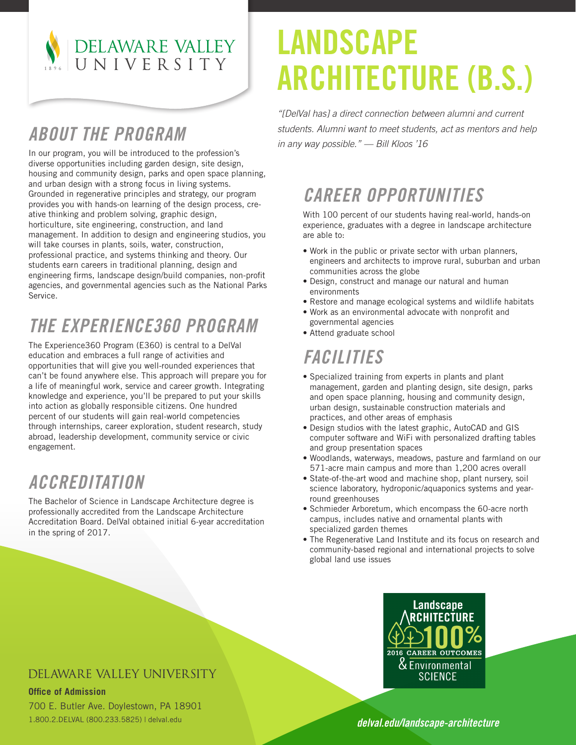DELAWARE VALLEY UNIVERSITY

1896

# LANDSCAPE ARCHITECTURE (B.S.)

*"[DelVal has] a direct connection between alumni and current students. Alumni want to meet students, act as mentors and help in any way possible." — Bill Kloos '16*

## ABOUT THE PROGRAM

In our program, you will be introduced to the profession's diverse opportunities including garden design, site design, housing and community design, parks and open space planning, and urban design with a strong focus in living systems. Grounded in regenerative principles and strategy, our program provides you with hands-on learning of the design process, creative thinking and problem solving, graphic design, horticulture, site engineering, construction, and land management. In addition to design and engineering studios, you will take courses in plants, soils, water, construction, professional practice, and systems thinking and theory. Our students earn careers in traditional planning, design and engineering firms, landscape design/build companies, non-profit agencies, and governmental agencies such as the National Parks Service.

## THE EXPERIENCE360 PROGRAM

The Experience360 Program (E360) is central to a DelVal education and embraces a full range of activities and opportunities that will give you well-rounded experiences that can't be found anywhere else. This approach will prepare you for a life of meaningful work, service and career growth. Integrating knowledge and experience, you'll be prepared to put your skills into action as globally responsible citizens. One hundred percent of our students will gain real-world competencies through internships, career exploration, student research, study abroad, leadership development, community service or civic engagement.

## ACCREDITATION

The Bachelor of Science in Landscape Architecture degree is professionally accredited from the Landscape Architecture Accreditation Board. DelVal obtained initial 6-year accreditation in the spring of 2017.

## CAREER OPPORTUNITIES

With 100 percent of our students having real-world, hands-on experience, graduates with a degree in landscape architecture are able to:

- Work in the public or private sector with urban planners, engineers and architects to improve rural, suburban and urban communities across the globe
- Design, construct and manage our natural and human environments
- Restore and manage ecological systems and wildlife habitats
- Work as an environmental advocate with nonprofit and governmental agencies
- Attend graduate school

## FACILITIES

- Specialized training from experts in plants and plant management, garden and planting design, site design, parks and open space planning, housing and community design, urban design, sustainable construction materials and practices, and other areas of emphasis
- Design studios with the latest graphic, AutoCAD and GIS computer software and WiFi with personalized drafting tables and group presentation spaces
- Woodlands, waterways, meadows, pasture and farmland on our 571-acre main campus and more than 1,200 acres overall
- State-of-the-art wood and machine shop, plant nursery, soil science laboratory, hydroponic/aquaponics systems and year-round greenhouses
- Schmieder Arboretum, which encompass the 60-acre north campus, includes native and ornamental plants with specialized garden themes
- The Regenerative Land Institute and its focus on research and community-based regional and international projects to solve global land use issues

Landscape Architecture & Environmental Science — 100% 2016 Career Outcomes

DELAWARE VALLEY UNIVERSITY

**Office of Admission**

700 E. Butler Ave. Doylestown, PA 18901

1.800.2.DELVAL (800.233.5825) | delval.edu

***delval.edu/landscape-architecture***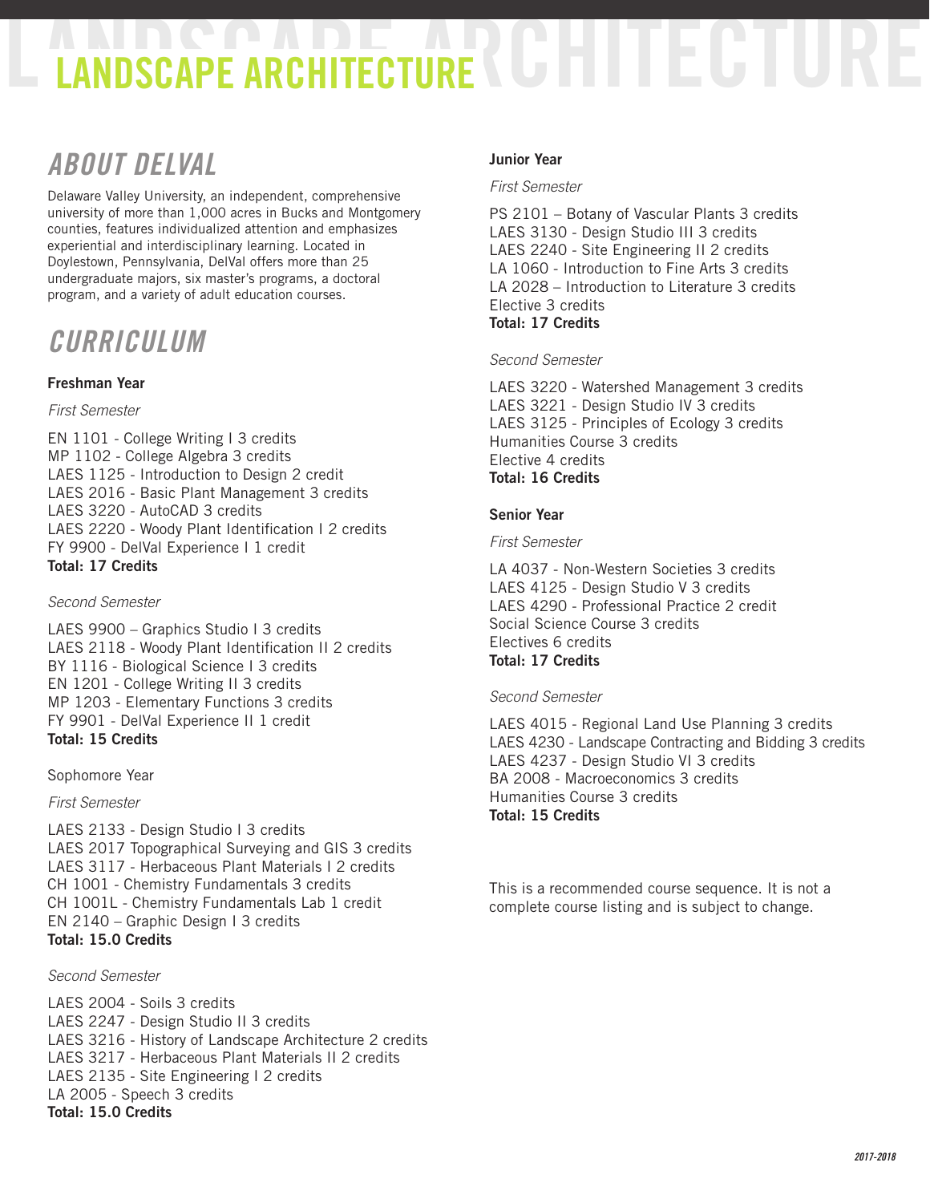# LANDSCAPE ARCHITECTURE

## *ABOUT DELVAL*

Delaware Valley University, an independent, comprehensive university of more than 1,000 acres in Bucks and Montgomery counties, features individualized attention and emphasizes experiential and interdisciplinary learning. Located in Doylestown, Pennsylvania, DelVal offers more than 25 undergraduate majors, six master's programs, a doctoral program, and a variety of adult education courses.

## *CURRICULUM*

### Freshman Year

*First Semester*

EN 1101 - College Writing I 3 credits
MP 1102 - College Algebra 3 credits
LAES 1125 - Introduction to Design 2 credit
LAES 2016 - Basic Plant Management 3 credits
LAES 3220 - AutoCAD 3 credits
LAES 2220 - Woody Plant Identification I 2 credits
FY 9900 - DelVal Experience I 1 credit
**Total: 17 Credits**

*Second Semester*

LAES 9900 – Graphics Studio I 3 credits
LAES 2118 - Woody Plant Identification II 2 credits
BY 1116 - Biological Science I 3 credits
EN 1201 - College Writing II 3 credits
MP 1203 - Elementary Functions 3 credits
FY 9901 - DelVal Experience II 1 credit
**Total: 15 Credits**

### Sophomore Year

*First Semester*

LAES 2133 - Design Studio I 3 credits
LAES 2017 Topographical Surveying and GIS 3 credits
LAES 3117 - Herbaceous Plant Materials I 2 credits
CH 1001 - Chemistry Fundamentals 3 credits
CH 1001L - Chemistry Fundamentals Lab 1 credit
EN 2140 – Graphic Design I 3 credits
**Total: 15.0 Credits**

*Second Semester*

LAES 2004 - Soils 3 credits
LAES 2247 - Design Studio II 3 credits
LAES 3216 - History of Landscape Architecture 2 credits
LAES 3217 - Herbaceous Plant Materials II 2 credits
LAES 2135 - Site Engineering I 2 credits
LA 2005 - Speech 3 credits
**Total: 15.0 Credits**

### Junior Year

*First Semester*

PS 2101 – Botany of Vascular Plants 3 credits
LAES 3130 - Design Studio III 3 credits
LAES 2240 - Site Engineering II 2 credits
LA 1060 - Introduction to Fine Arts 3 credits
LA 2028 – Introduction to Literature 3 credits
Elective 3 credits
**Total: 17 Credits**

*Second Semester*

LAES 3220 - Watershed Management 3 credits
LAES 3221 - Design Studio IV 3 credits
LAES 3125 - Principles of Ecology 3 credits
Humanities Course 3 credits
Elective 4 credits
**Total: 16 Credits**

### Senior Year

*First Semester*

LA 4037 - Non-Western Societies 3 credits
LAES 4125 - Design Studio V 3 credits
LAES 4290 - Professional Practice 2 credit
Social Science Course 3 credits
Electives 6 credits
**Total: 17 Credits**

*Second Semester*

LAES 4015 - Regional Land Use Planning 3 credits
LAES 4230 - Landscape Contracting and Bidding 3 credits
LAES 4237 - Design Studio VI 3 credits
BA 2008 - Macroeconomics 3 credits
Humanities Course 3 credits
**Total: 15 Credits**

This is a recommended course sequence. It is not a complete course listing and is subject to change.

*2017-2018*